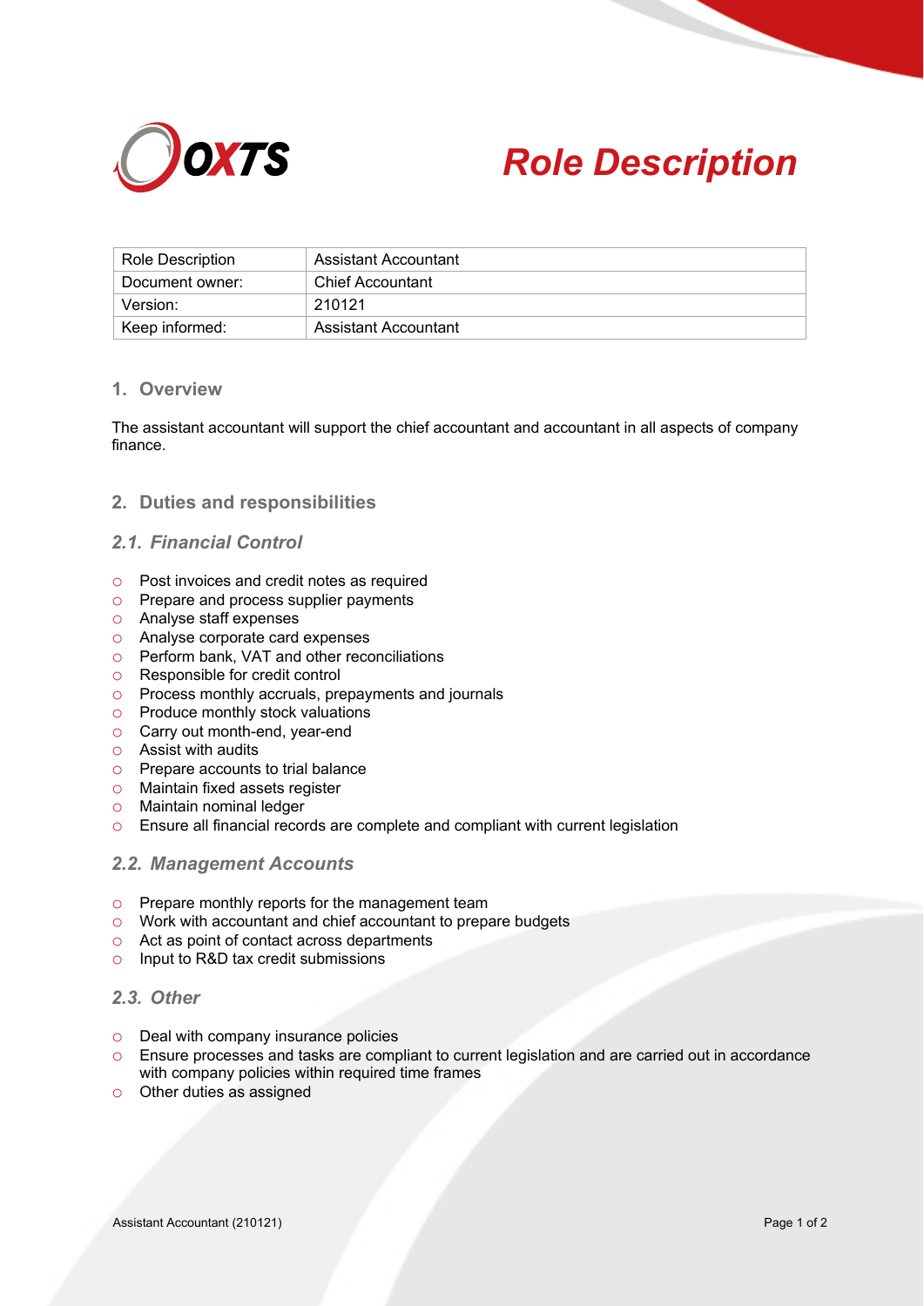# Role Description

| Role Description | Assistant Accountant |
|---|---|
| Document owner: | Chief Accountant |
| Version: | 210121 |
| Keep informed: | Assistant Accountant |

## 1. Overview

The assistant accountant will support the chief accountant and accountant in all aspects of company finance.

## 2. Duties and responsibilities

### *2.1. Financial Control*

- Post invoices and credit notes as required
- Prepare and process supplier payments
- Analyse staff expenses
- Analyse corporate card expenses
- Perform bank, VAT and other reconciliations
- Responsible for credit control
- Process monthly accruals, prepayments and journals
- Produce monthly stock valuations
- Carry out month-end, year-end
- Assist with audits
- Prepare accounts to trial balance
- Maintain fixed assets register
- Maintain nominal ledger
- Ensure all financial records are complete and compliant with current legislation

### *2.2. Management Accounts*

- Prepare monthly reports for the management team
- Work with accountant and chief accountant to prepare budgets
- Act as point of contact across departments
- Input to R&D tax credit submissions

### *2.3. Other*

- Deal with company insurance policies
- Ensure processes and tasks are compliant to current legislation and are carried out in accordance with company policies within required time frames
- Other duties as assigned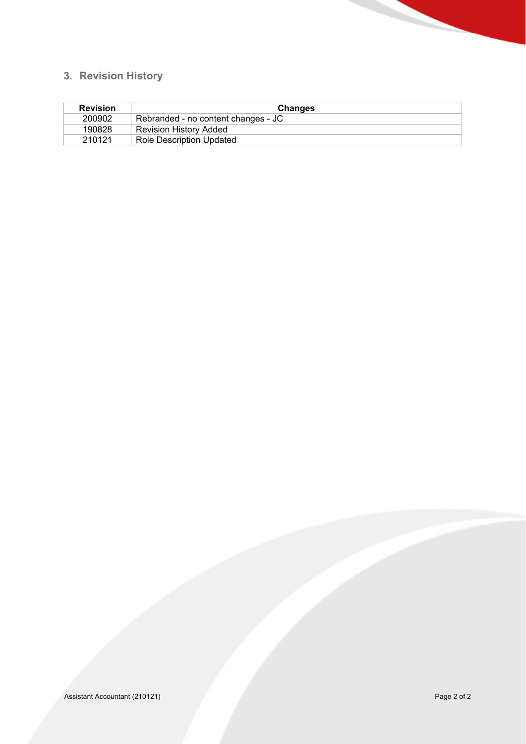## 3. Revision History

| Revision | Changes |
|---|---|
| 200902 | Rebranded - no content changes - JC |
| 190828 | Revision History Added |
| 210121 | Role Description Updated |